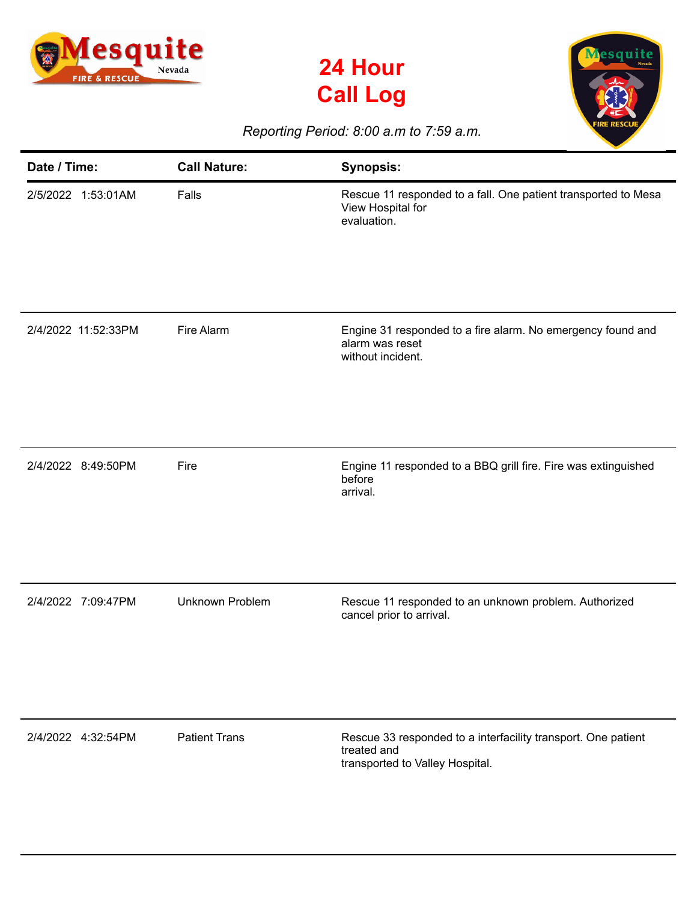# 24 Hour Call Log

*Reporting Period: 8:00 a.m to 7:59 a.m.*

| Date / Time: | Call Nature: | Synopsis: |
|---|---|---|
| 2/5/2022 1:53:01AM | Falls | Rescue 11 responded to a fall. One patient transported to Mesa View Hospital for evaluation. |
| 2/4/2022 11:52:33PM | Fire Alarm | Engine 31 responded to a fire alarm. No emergency found and alarm was reset without incident. |
| 2/4/2022 8:49:50PM | Fire | Engine 11 responded to a BBQ grill fire. Fire was extinguished before arrival. |
| 2/4/2022 7:09:47PM | Unknown Problem | Rescue 11 responded to an unknown problem. Authorized cancel prior to arrival. |
| 2/4/2022 4:32:54PM | Patient Trans | Rescue 33 responded to a interfacility transport. One patient treated and transported to Valley Hospital. |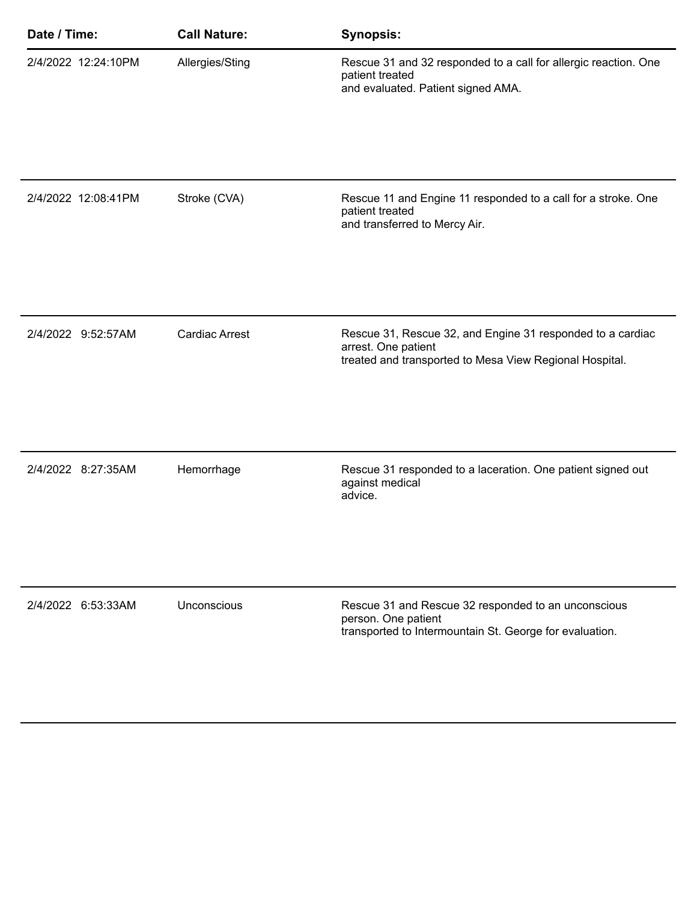| Date / Time: | Call Nature: | Synopsis: |
|---|---|---|
| 2/4/2022 12:24:10PM | Allergies/Sting | Rescue 31 and 32 responded to a call for allergic reaction. One patient treated and evaluated. Patient signed AMA. |
| 2/4/2022 12:08:41PM | Stroke (CVA) | Rescue 11 and Engine 11 responded to a call for a stroke. One patient treated and transferred to Mercy Air. |
| 2/4/2022 9:52:57AM | Cardiac Arrest | Rescue 31, Rescue 32, and Engine 31 responded to a cardiac arrest. One patient treated and transported to Mesa View Regional Hospital. |
| 2/4/2022 8:27:35AM | Hemorrhage | Rescue 31 responded to a laceration. One patient signed out against medical advice. |
| 2/4/2022 6:53:33AM | Unconscious | Rescue 31 and Rescue 32 responded to an unconscious person. One patient transported to Intermountain St. George for evaluation. |